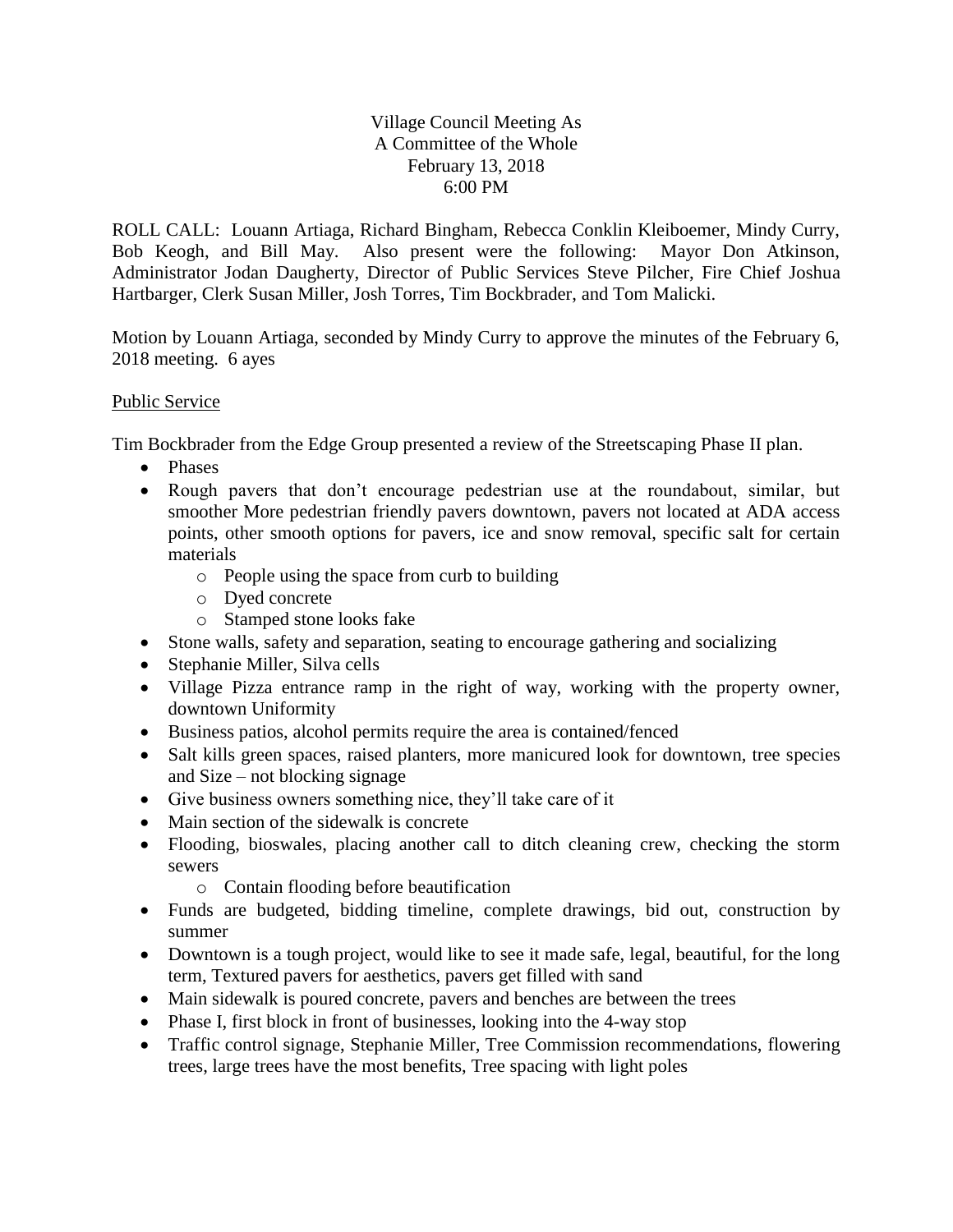# Village Council Meeting As
# A Committee of the Whole
February 13, 2018
6:00 PM

ROLL CALL: Louann Artiaga, Richard Bingham, Rebecca Conklin Kleiboemer, Mindy Curry, Bob Keogh, and Bill May. Also present were the following: Mayor Don Atkinson, Administrator Jodan Daugherty, Director of Public Services Steve Pilcher, Fire Chief Joshua Hartbarger, Clerk Susan Miller, Josh Torres, Tim Bockbrader, and Tom Malicki.

Motion by Louann Artiaga, seconded by Mindy Curry to approve the minutes of the February 6, 2018 meeting. 6 ayes

## Public Service

Tim Bockbrader from the Edge Group presented a review of the Streetscaping Phase II plan.

- Phases
- Rough pavers that don't encourage pedestrian use at the roundabout, similar, but smoother More pedestrian friendly pavers downtown, pavers not located at ADA access points, other smooth options for pavers, ice and snow removal, specific salt for certain materials
  - People using the space from curb to building
  - Dyed concrete
  - Stamped stone looks fake
- Stone walls, safety and separation, seating to encourage gathering and socializing
- Stephanie Miller, Silva cells
- Village Pizza entrance ramp in the right of way, working with the property owner, downtown Uniformity
- Business patios, alcohol permits require the area is contained/fenced
- Salt kills green spaces, raised planters, more manicured look for downtown, tree species and Size – not blocking signage
- Give business owners something nice, they'll take care of it
- Main section of the sidewalk is concrete
- Flooding, bioswales, placing another call to ditch cleaning crew, checking the storm sewers
  - Contain flooding before beautification
- Funds are budgeted, bidding timeline, complete drawings, bid out, construction by summer
- Downtown is a tough project, would like to see it made safe, legal, beautiful, for the long term, Textured pavers for aesthetics, pavers get filled with sand
- Main sidewalk is poured concrete, pavers and benches are between the trees
- Phase I, first block in front of businesses, looking into the 4-way stop
- Traffic control signage, Stephanie Miller, Tree Commission recommendations, flowering trees, large trees have the most benefits, Tree spacing with light poles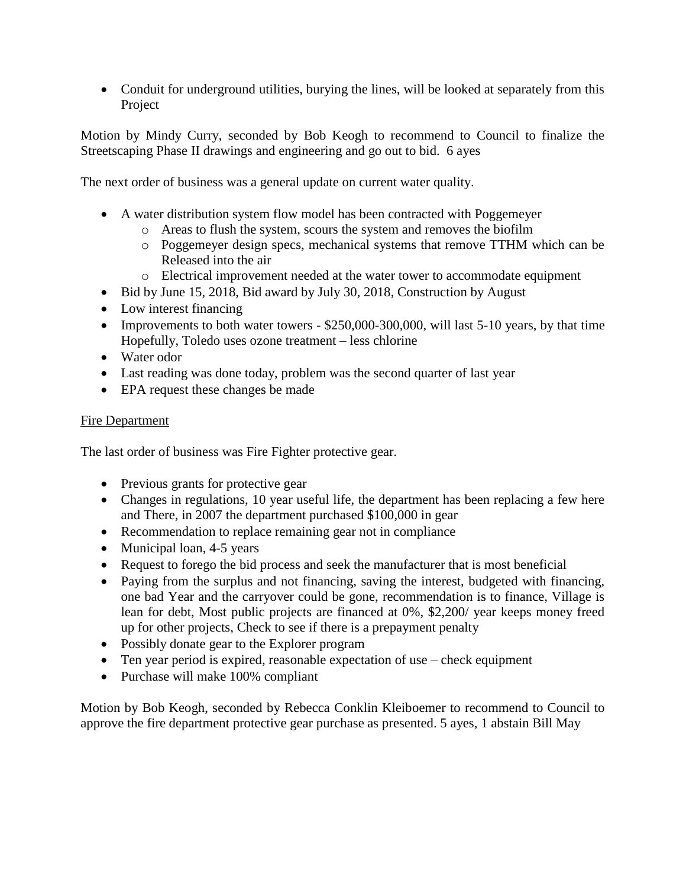- Conduit for underground utilities, burying the lines, will be looked at separately from this Project

Motion by Mindy Curry, seconded by Bob Keogh to recommend to Council to finalize the Streetscaping Phase II drawings and engineering and go out to bid. 6 ayes

The next order of business was a general update on current water quality.

- A water distribution system flow model has been contracted with Poggemeyer
  - Areas to flush the system, scours the system and removes the biofilm
  - Poggemeyer design specs, mechanical systems that remove TTHM which can be Released into the air
  - Electrical improvement needed at the water tower to accommodate equipment
- Bid by June 15, 2018, Bid award by July 30, 2018, Construction by August
- Low interest financing
- Improvements to both water towers - $250,000-300,000, will last 5-10 years, by that time Hopefully, Toledo uses ozone treatment – less chlorine
- Water odor
- Last reading was done today, problem was the second quarter of last year
- EPA request these changes be made

Fire Department

The last order of business was Fire Fighter protective gear.

- Previous grants for protective gear
- Changes in regulations, 10 year useful life, the department has been replacing a few here and There, in 2007 the department purchased $100,000 in gear
- Recommendation to replace remaining gear not in compliance
- Municipal loan, 4-5 years
- Request to forego the bid process and seek the manufacturer that is most beneficial
- Paying from the surplus and not financing, saving the interest, budgeted with financing, one bad Year and the carryover could be gone, recommendation is to finance, Village is lean for debt, Most public projects are financed at 0%, $2,200/ year keeps money freed up for other projects, Check to see if there is a prepayment penalty
- Possibly donate gear to the Explorer program
- Ten year period is expired, reasonable expectation of use – check equipment
- Purchase will make 100% compliant

Motion by Bob Keogh, seconded by Rebecca Conklin Kleiboemer to recommend to Council to approve the fire department protective gear purchase as presented. 5 ayes, 1 abstain Bill May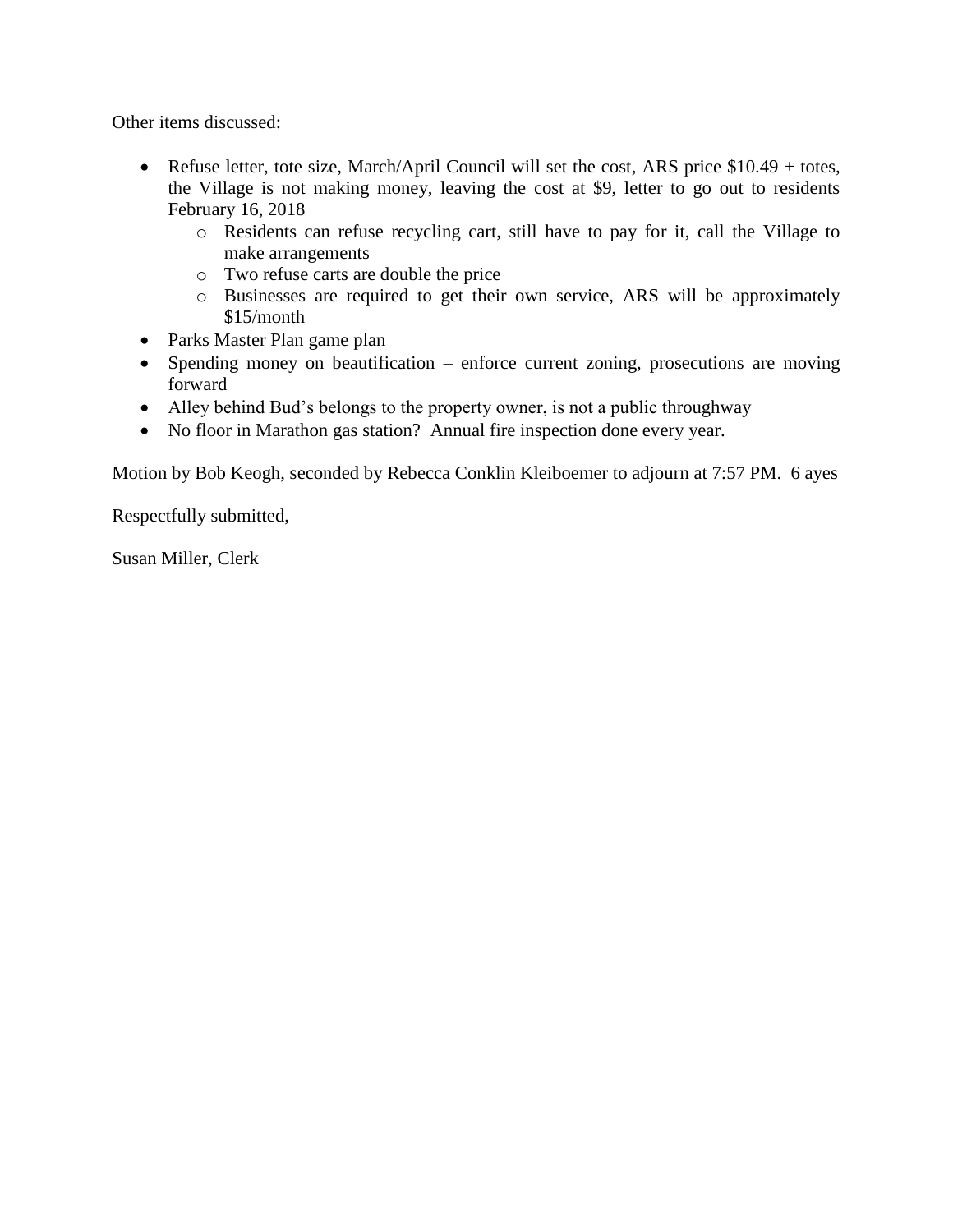Other items discussed:

- Refuse letter, tote size, March/April Council will set the cost, ARS price $10.49 + totes, the Village is not making money, leaving the cost at $9, letter to go out to residents February 16, 2018
  - Residents can refuse recycling cart, still have to pay for it, call the Village to make arrangements
  - Two refuse carts are double the price
  - Businesses are required to get their own service, ARS will be approximately $15/month
- Parks Master Plan game plan
- Spending money on beautification – enforce current zoning, prosecutions are moving forward
- Alley behind Bud's belongs to the property owner, is not a public throughway
- No floor in Marathon gas station? Annual fire inspection done every year.

Motion by Bob Keogh, seconded by Rebecca Conklin Kleiboemer to adjourn at 7:57 PM. 6 ayes

Respectfully submitted,

Susan Miller, Clerk